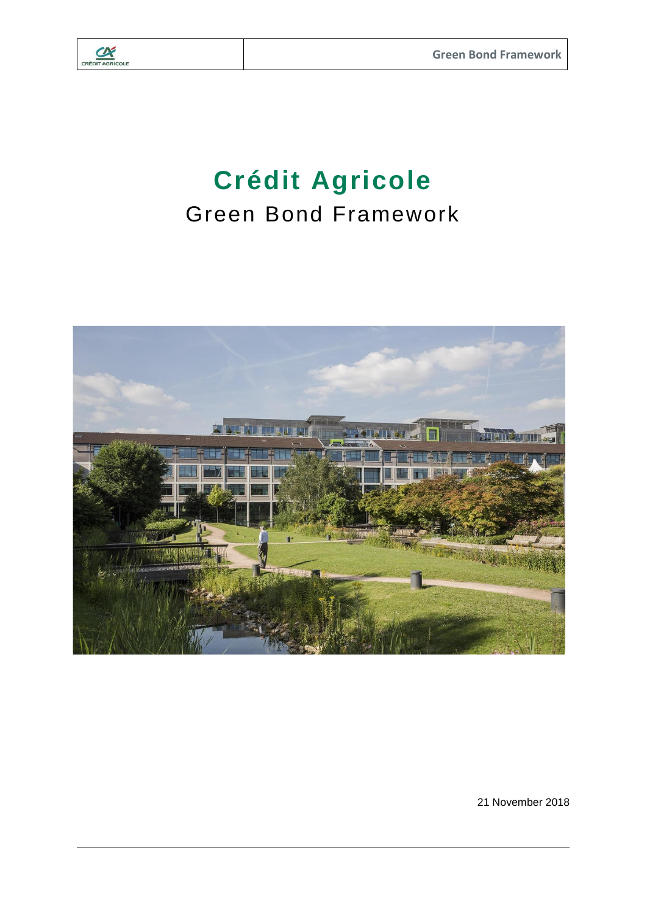# Crédit Agricole

## Green Bond Framework

21 November 2018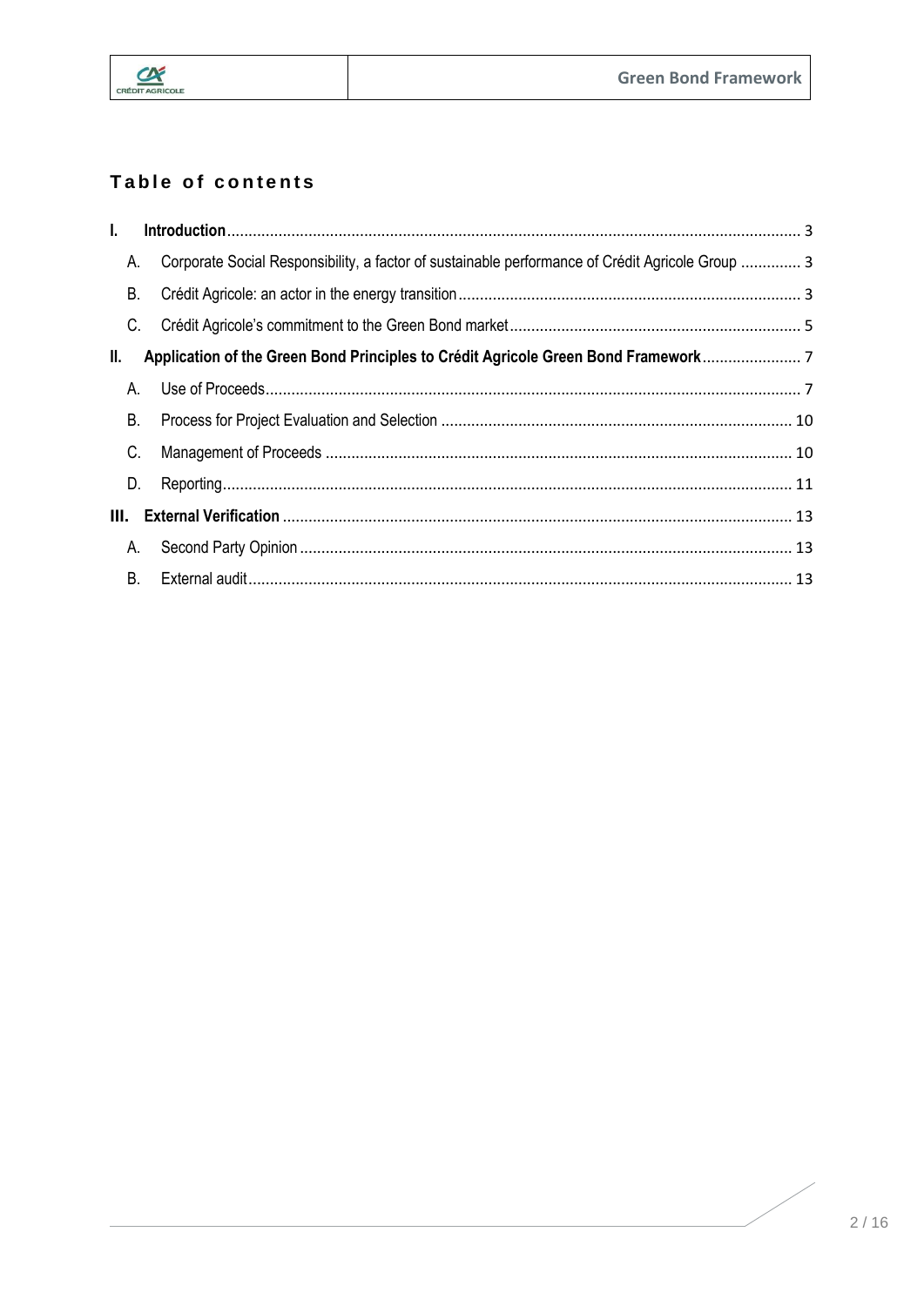## Table of contents

- **I. Introduction** ........ 3
  - A. Corporate Social Responsibility, a factor of sustainable performance of Crédit Agricole Group ........ 3
  - B. Crédit Agricole: an actor in the energy transition ........ 3
  - C. Crédit Agricole's commitment to the Green Bond market ........ 5
- **II. Application of the Green Bond Principles to Crédit Agricole Green Bond Framework** ........ 7
  - A. Use of Proceeds ........ 7
  - B. Process for Project Evaluation and Selection ........ 10
  - C. Management of Proceeds ........ 10
  - D. Reporting ........ 11
- **III. External Verification** ........ 13
  - A. Second Party Opinion ........ 13
  - B. External audit ........ 13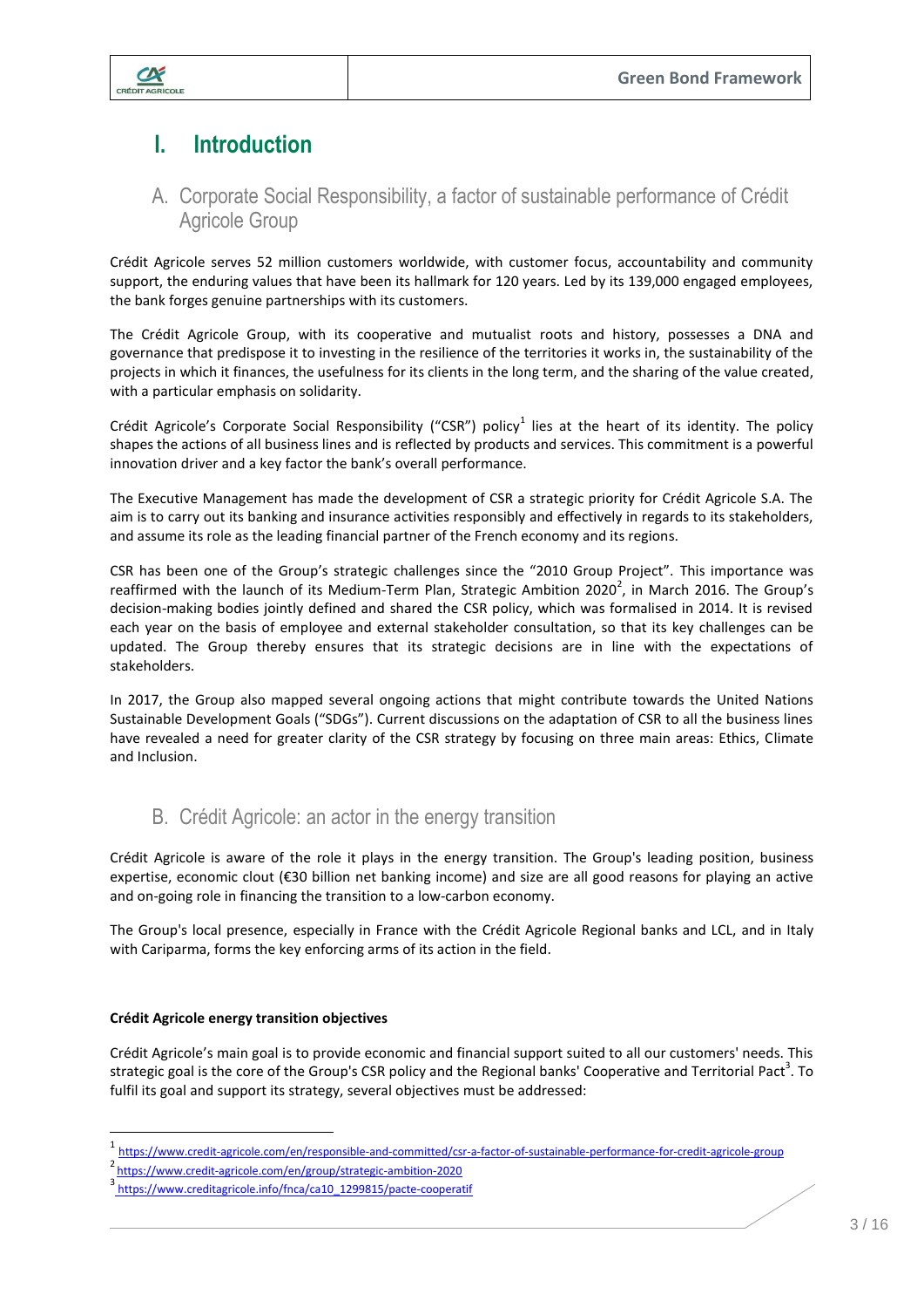# I. Introduction

## A. Corporate Social Responsibility, a factor of sustainable performance of Crédit Agricole Group

Crédit Agricole serves 52 million customers worldwide, with customer focus, accountability and community support, the enduring values that have been its hallmark for 120 years. Led by its 139,000 engaged employees, the bank forges genuine partnerships with its customers.

The Crédit Agricole Group, with its cooperative and mutualist roots and history, possesses a DNA and governance that predispose it to investing in the resilience of the territories it works in, the sustainability of the projects in which it finances, the usefulness for its clients in the long term, and the sharing of the value created, with a particular emphasis on solidarity.

Crédit Agricole's Corporate Social Responsibility ("CSR") policy[1] lies at the heart of its identity. The policy shapes the actions of all business lines and is reflected by products and services. This commitment is a powerful innovation driver and a key factor the bank's overall performance.

The Executive Management has made the development of CSR a strategic priority for Crédit Agricole S.A. The aim is to carry out its banking and insurance activities responsibly and effectively in regards to its stakeholders, and assume its role as the leading financial partner of the French economy and its regions.

CSR has been one of the Group's strategic challenges since the "2010 Group Project". This importance was reaffirmed with the launch of its Medium-Term Plan, Strategic Ambition 2020[2], in March 2016. The Group's decision-making bodies jointly defined and shared the CSR policy, which was formalised in 2014. It is revised each year on the basis of employee and external stakeholder consultation, so that its key challenges can be updated. The Group thereby ensures that its strategic decisions are in line with the expectations of stakeholders.

In 2017, the Group also mapped several ongoing actions that might contribute towards the United Nations Sustainable Development Goals ("SDGs"). Current discussions on the adaptation of CSR to all the business lines have revealed a need for greater clarity of the CSR strategy by focusing on three main areas: Ethics, Climate and Inclusion.

## B. Crédit Agricole: an actor in the energy transition

Crédit Agricole is aware of the role it plays in the energy transition. The Group's leading position, business expertise, economic clout (€30 billion net banking income) and size are all good reasons for playing an active and on-going role in financing the transition to a low-carbon economy.

The Group's local presence, especially in France with the Crédit Agricole Regional banks and LCL, and in Italy with Cariparma, forms the key enforcing arms of its action in the field.

**Crédit Agricole energy transition objectives**

Crédit Agricole's main goal is to provide economic and financial support suited to all our customers' needs. This strategic goal is the core of the Group's CSR policy and the Regional banks' Cooperative and Territorial Pact[3]. To fulfil its goal and support its strategy, several objectives must be addressed:

---

[1] https://www.credit-agricole.com/en/responsible-and-committed/csr-a-factor-of-sustainable-performance-for-credit-agricole-group

[2] https://www.credit-agricole.com/en/group/strategic-ambition-2020

[3] https://www.creditagricole.info/fnca/ca10_1299815/pacte-cooperatif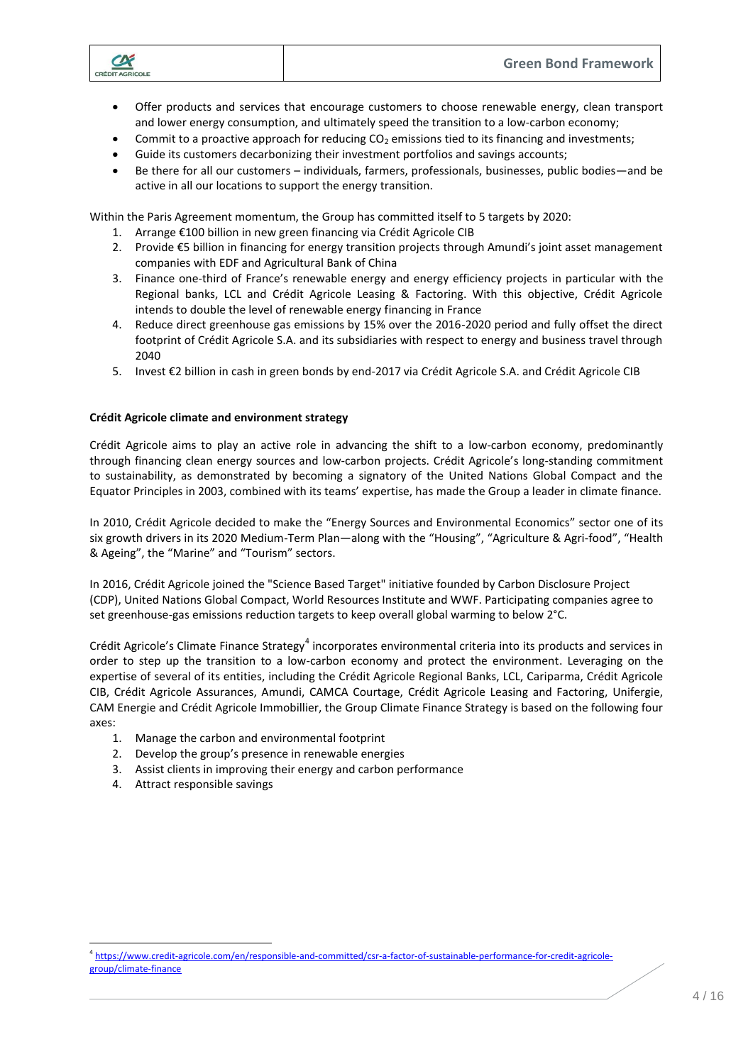- Offer products and services that encourage customers to choose renewable energy, clean transport and lower energy consumption, and ultimately speed the transition to a low-carbon economy;
- Commit to a proactive approach for reducing $CO_2$ emissions tied to its financing and investments;
- Guide its customers decarbonizing their investment portfolios and savings accounts;
- Be there for all our customers – individuals, farmers, professionals, businesses, public bodies—and be active in all our locations to support the energy transition.

Within the Paris Agreement momentum, the Group has committed itself to 5 targets by 2020:

1. Arrange €100 billion in new green financing via Crédit Agricole CIB
2. Provide €5 billion in financing for energy transition projects through Amundi's joint asset management companies with EDF and Agricultural Bank of China
3. Finance one-third of France's renewable energy and energy efficiency projects in particular with the Regional banks, LCL and Crédit Agricole Leasing & Factoring. With this objective, Crédit Agricole intends to double the level of renewable energy financing in France
4. Reduce direct greenhouse gas emissions by 15% over the 2016-2020 period and fully offset the direct footprint of Crédit Agricole S.A. and its subsidiaries with respect to energy and business travel through 2040
5. Invest €2 billion in cash in green bonds by end-2017 via Crédit Agricole S.A. and Crédit Agricole CIB

**Crédit Agricole climate and environment strategy**

Crédit Agricole aims to play an active role in advancing the shift to a low-carbon economy, predominantly through financing clean energy sources and low-carbon projects. Crédit Agricole's long-standing commitment to sustainability, as demonstrated by becoming a signatory of the United Nations Global Compact and the Equator Principles in 2003, combined with its teams' expertise, has made the Group a leader in climate finance.

In 2010, Crédit Agricole decided to make the "Energy Sources and Environmental Economics" sector one of its six growth drivers in its 2020 Medium-Term Plan—along with the "Housing", "Agriculture & Agri-food", "Health & Ageing", the "Marine" and "Tourism" sectors.

In 2016, Crédit Agricole joined the "Science Based Target" initiative founded by Carbon Disclosure Project (CDP), United Nations Global Compact, World Resources Institute and WWF. Participating companies agree to set greenhouse-gas emissions reduction targets to keep overall global warming to below 2°C.

Crédit Agricole's Climate Finance Strategy[4] incorporates environmental criteria into its products and services in order to step up the transition to a low-carbon economy and protect the environment. Leveraging on the expertise of several of its entities, including the Crédit Agricole Regional Banks, LCL, Cariparma, Crédit Agricole CIB, Crédit Agricole Assurances, Amundi, CAMCA Courtage, Crédit Agricole Leasing and Factoring, Unifergie, CAM Energie and Crédit Agricole Immobillier, the Group Climate Finance Strategy is based on the following four axes:

1. Manage the carbon and environmental footprint
2. Develop the group's presence in renewable energies
3. Assist clients in improving their energy and carbon performance
4. Attract responsible savings

[4] https://www.credit-agricole.com/en/responsible-and-committed/csr-a-factor-of-sustainable-performance-for-credit-agricole-group/climate-finance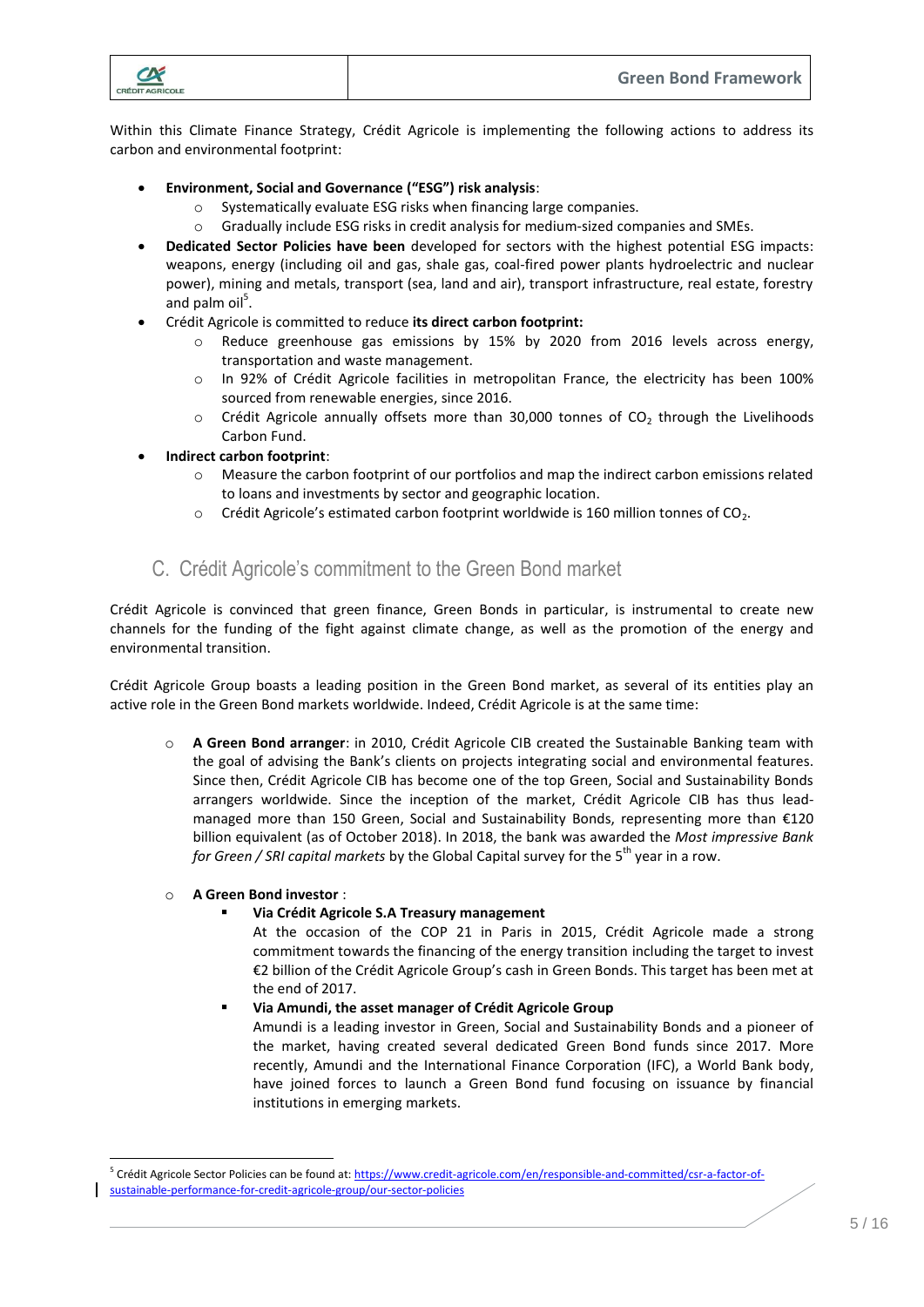Within this Climate Finance Strategy, Crédit Agricole is implementing the following actions to address its carbon and environmental footprint:

- **Environment, Social and Governance ("ESG") risk analysis**:
  - Systematically evaluate ESG risks when financing large companies.
  - Gradually include ESG risks in credit analysis for medium-sized companies and SMEs.
- **Dedicated Sector Policies have been** developed for sectors with the highest potential ESG impacts: weapons, energy (including oil and gas, shale gas, coal-fired power plants hydroelectric and nuclear power), mining and metals, transport (sea, land and air), transport infrastructure, real estate, forestry and palm oil[5].
- Crédit Agricole is committed to reduce **its direct carbon footprint:**
  - Reduce greenhouse gas emissions by 15% by 2020 from 2016 levels across energy, transportation and waste management.
  - In 92% of Crédit Agricole facilities in metropolitan France, the electricity has been 100% sourced from renewable energies, since 2016.
  - Crédit Agricole annually offsets more than 30,000 tonnes of $CO_2$ through the Livelihoods Carbon Fund.
- **Indirect carbon footprint**:
  - Measure the carbon footprint of our portfolios and map the indirect carbon emissions related to loans and investments by sector and geographic location.
  - Crédit Agricole's estimated carbon footprint worldwide is 160 million tonnes of $CO_2$.

## C. Crédit Agricole's commitment to the Green Bond market

Crédit Agricole is convinced that green finance, Green Bonds in particular, is instrumental to create new channels for the funding of the fight against climate change, as well as the promotion of the energy and environmental transition.

Crédit Agricole Group boasts a leading position in the Green Bond market, as several of its entities play an active role in the Green Bond markets worldwide. Indeed, Crédit Agricole is at the same time:

- **A Green Bond arranger**: in 2010, Crédit Agricole CIB created the Sustainable Banking team with the goal of advising the Bank's clients on projects integrating social and environmental features. Since then, Crédit Agricole CIB has become one of the top Green, Social and Sustainability Bonds arrangers worldwide. Since the inception of the market, Crédit Agricole CIB has thus lead-managed more than 150 Green, Social and Sustainability Bonds, representing more than €120 billion equivalent (as of October 2018). In 2018, the bank was awarded the *Most impressive Bank for Green / SRI capital markets* by the Global Capital survey for the 5th year in a row.

- **A Green Bond investor** :
  - **Via Crédit Agricole S.A Treasury management**
    At the occasion of the COP 21 in Paris in 2015, Crédit Agricole made a strong commitment towards the financing of the energy transition including the target to invest €2 billion of the Crédit Agricole Group's cash in Green Bonds. This target has been met at the end of 2017.
  - **Via Amundi, the asset manager of Crédit Agricole Group**
    Amundi is a leading investor in Green, Social and Sustainability Bonds and a pioneer of the market, having created several dedicated Green Bond funds since 2017. More recently, Amundi and the International Finance Corporation (IFC), a World Bank body, have joined forces to launch a Green Bond fund focusing on issuance by financial institutions in emerging markets.

---

[5] Crédit Agricole Sector Policies can be found at: https://www.credit-agricole.com/en/responsible-and-committed/csr-a-factor-of-sustainable-performance-for-credit-agricole-group/our-sector-policies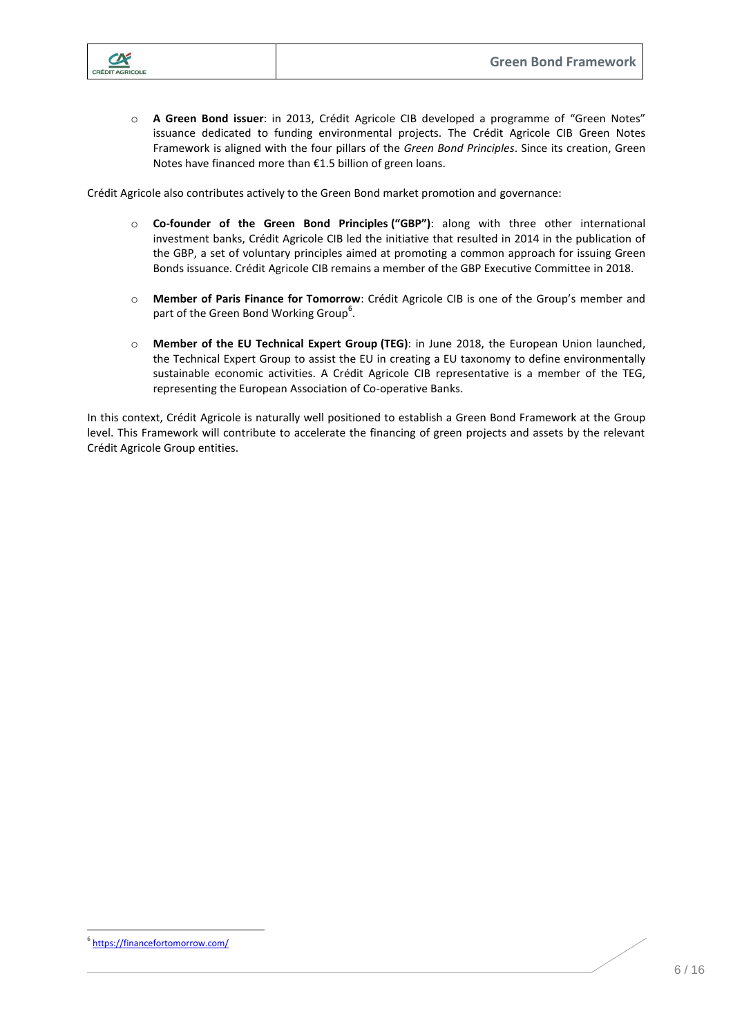- **A Green Bond issuer**: in 2013, Crédit Agricole CIB developed a programme of "Green Notes" issuance dedicated to funding environmental projects. The Crédit Agricole CIB Green Notes Framework is aligned with the four pillars of the *Green Bond Principles*. Since its creation, Green Notes have financed more than €1.5 billion of green loans.

Crédit Agricole also contributes actively to the Green Bond market promotion and governance:

- **Co-founder of the Green Bond Principles ("GBP")**: along with three other international investment banks, Crédit Agricole CIB led the initiative that resulted in 2014 in the publication of the GBP, a set of voluntary principles aimed at promoting a common approach for issuing Green Bonds issuance. Crédit Agricole CIB remains a member of the GBP Executive Committee in 2018.

- **Member of Paris Finance for Tomorrow**: Crédit Agricole CIB is one of the Group's member and part of the Green Bond Working Group[6].

- **Member of the EU Technical Expert Group (TEG)**: in June 2018, the European Union launched, the Technical Expert Group to assist the EU in creating a EU taxonomy to define environmentally sustainable economic activities. A Crédit Agricole CIB representative is a member of the TEG, representing the European Association of Co-operative Banks.

In this context, Crédit Agricole is naturally well positioned to establish a Green Bond Framework at the Group level. This Framework will contribute to accelerate the financing of green projects and assets by the relevant Crédit Agricole Group entities.

[6] https://financefortomorrow.com/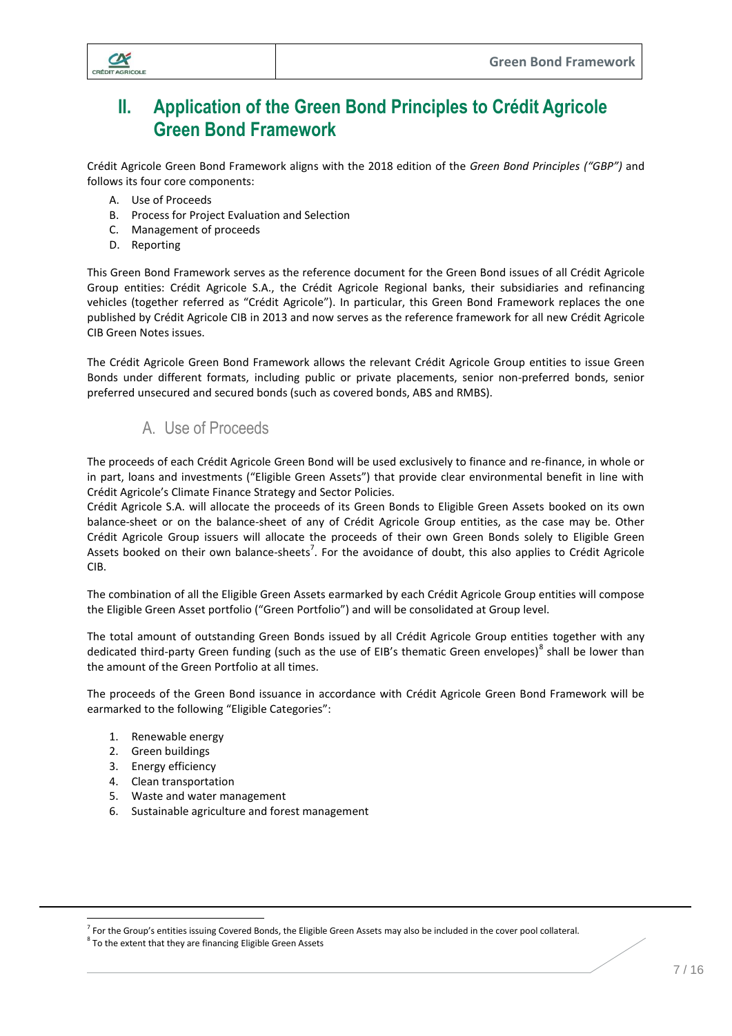# II. Application of the Green Bond Principles to Crédit Agricole Green Bond Framework

Crédit Agricole Green Bond Framework aligns with the 2018 edition of the *Green Bond Principles ("GBP")* and follows its four core components:

A. Use of Proceeds
B. Process for Project Evaluation and Selection
C. Management of proceeds
D. Reporting

This Green Bond Framework serves as the reference document for the Green Bond issues of all Crédit Agricole Group entities: Crédit Agricole S.A., the Crédit Agricole Regional banks, their subsidiaries and refinancing vehicles (together referred as "Crédit Agricole"). In particular, this Green Bond Framework replaces the one published by Crédit Agricole CIB in 2013 and now serves as the reference framework for all new Crédit Agricole CIB Green Notes issues.

The Crédit Agricole Green Bond Framework allows the relevant Crédit Agricole Group entities to issue Green Bonds under different formats, including public or private placements, senior non-preferred bonds, senior preferred unsecured and secured bonds (such as covered bonds, ABS and RMBS).

## A. Use of Proceeds

The proceeds of each Crédit Agricole Green Bond will be used exclusively to finance and re-finance, in whole or in part, loans and investments ("Eligible Green Assets") that provide clear environmental benefit in line with Crédit Agricole's Climate Finance Strategy and Sector Policies.

Crédit Agricole S.A. will allocate the proceeds of its Green Bonds to Eligible Green Assets booked on its own balance-sheet or on the balance-sheet of any of Crédit Agricole Group entities, as the case may be. Other Crédit Agricole Group issuers will allocate the proceeds of their own Green Bonds solely to Eligible Green Assets booked on their own balance-sheets[7]. For the avoidance of doubt, this also applies to Crédit Agricole CIB.

The combination of all the Eligible Green Assets earmarked by each Crédit Agricole Group entities will compose the Eligible Green Asset portfolio ("Green Portfolio") and will be consolidated at Group level.

The total amount of outstanding Green Bonds issued by all Crédit Agricole Group entities together with any dedicated third-party Green funding (such as the use of EIB's thematic Green envelopes)[8] shall be lower than the amount of the Green Portfolio at all times.

The proceeds of the Green Bond issuance in accordance with Crédit Agricole Green Bond Framework will be earmarked to the following "Eligible Categories":

1. Renewable energy
2. Green buildings
3. Energy efficiency
4. Clean transportation
5. Waste and water management
6. Sustainable agriculture and forest management

---

[7] For the Group's entities issuing Covered Bonds, the Eligible Green Assets may also be included in the cover pool collateral.

[8] To the extent that they are financing Eligible Green Assets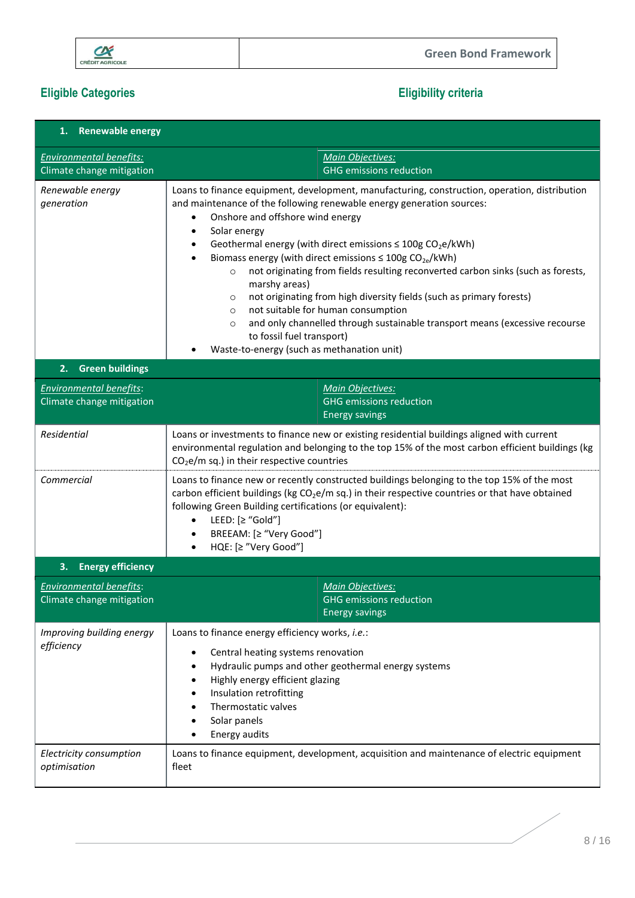## Eligible Categories

## Eligibility criteria

| **1. Renewable energy** | |
|---|---|
| *Environmental benefits:* Climate change mitigation | *Main Objectives:* GHG emissions reduction |
| *Renewable energy generation* | Loans to finance equipment, development, manufacturing, construction, operation, distribution and maintenance of the following renewable energy generation sources:<br>• Onshore and offshore wind energy<br>• Solar energy<br>• Geothermal energy (with direct emissions ≤ 100g $CO_2e$/kWh)<br>• Biomass energy (with direct emissions ≤ 100g $CO_{2e}$/kWh)<br>  ○ not originating from fields resulting reconverted carbon sinks (such as forests, marshy areas)<br>  ○ not originating from high diversity fields (such as primary forests)<br>  ○ not suitable for human consumption<br>  ○ and only channelled through sustainable transport means (excessive recourse to fossil fuel transport)<br>• Waste-to-energy (such as methanation unit) |
| **2. Green buildings** | |
| *Environmental benefits*: Climate change mitigation | *Main Objectives:* GHG emissions reduction<br>Energy savings |
| *Residential* | Loans or investments to finance new or existing residential buildings aligned with current environmental regulation and belonging to the top 15% of the most carbon efficient buildings (kg $CO_2e$/m sq.) in their respective countries |
| *Commercial* | Loans to finance new or recently constructed buildings belonging to the top 15% of the most carbon efficient buildings (kg $CO_2e$/m sq.) in their respective countries or that have obtained following Green Building certifications (or equivalent):<br>• LEED: [≥ "Gold"]<br>• BREEAM: [≥ "Very Good"]<br>• HQE: [≥ "Very Good"] |
| **3. Energy efficiency** | |
| *Environmental benefits*: Climate change mitigation | *Main Objectives:* GHG emissions reduction<br>Energy savings |
| *Improving building energy efficiency* | Loans to finance energy efficiency works, *i.e.*:<br>• Central heating systems renovation<br>• Hydraulic pumps and other geothermal energy systems<br>• Highly energy efficient glazing<br>• Insulation retrofitting<br>• Thermostatic valves<br>• Solar panels<br>• Energy audits |
| *Electricity consumption optimisation* | Loans to finance equipment, development, acquisition and maintenance of electric equipment fleet |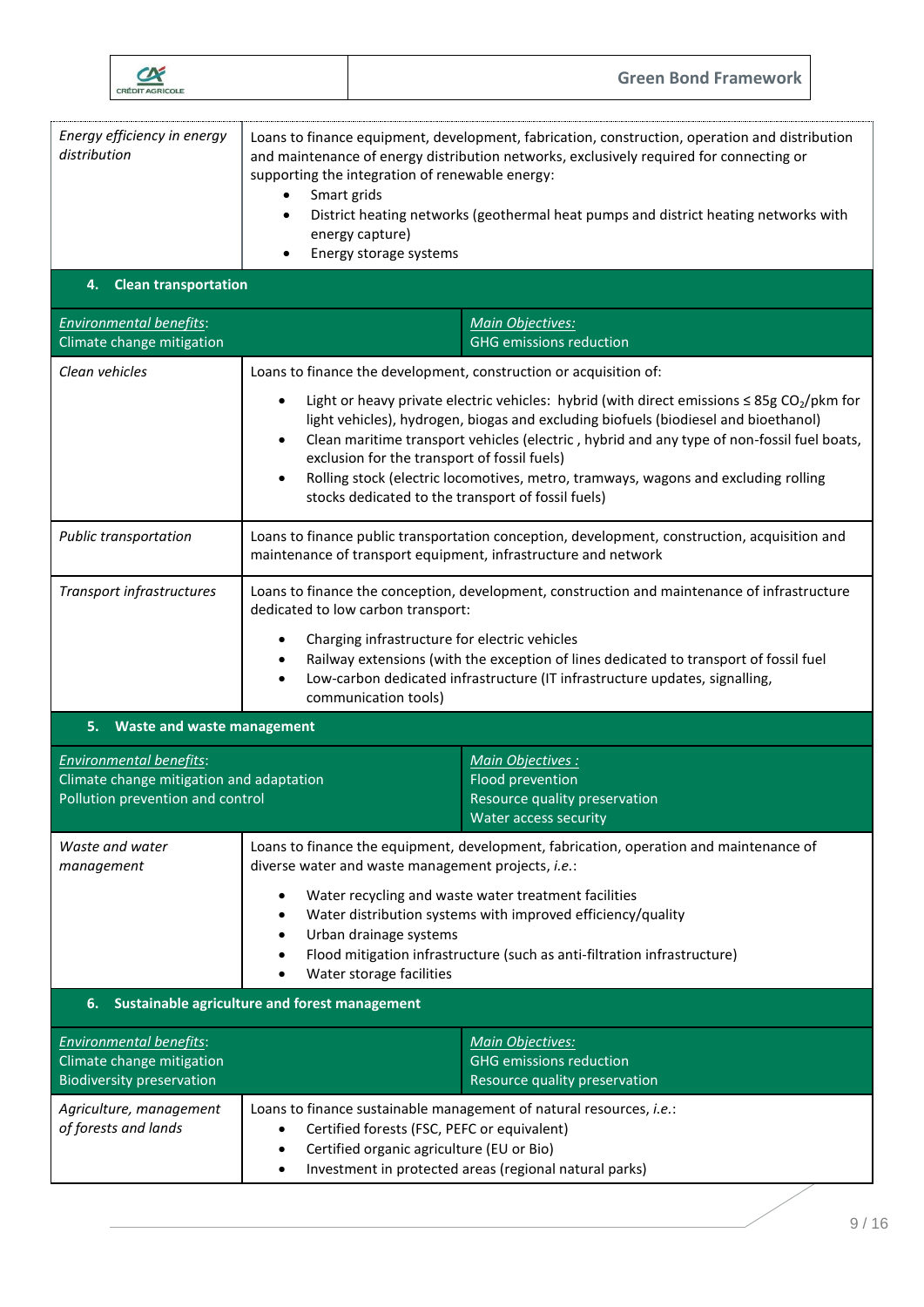| | |
|---|---|
| *Energy efficiency in energy distribution* | Loans to finance equipment, development, fabrication, construction, operation and distribution and maintenance of energy distribution networks, exclusively required for connecting or supporting the integration of renewable energy:<br>• Smart grids<br>• District heating networks (geothermal heat pumps and district heating networks with energy capture)<br>• Energy storage systems |

**4. Clean transportation**

| | |
|---|---|
| *Environmental benefits*:<br>Climate change mitigation | *Main Objectives:*<br>GHG emissions reduction |
| *Clean vehicles* | Loans to finance the development, construction or acquisition of:<br>• Light or heavy private electric vehicles: hybrid (with direct emissions ≤ 85g $CO_2$/pkm for light vehicles), hydrogen, biogas and excluding biofuels (biodiesel and bioethanol)<br>• Clean maritime transport vehicles (electric , hybrid and any type of non-fossil fuel boats, exclusion for the transport of fossil fuels)<br>• Rolling stock (electric locomotives, metro, tramways, wagons and excluding rolling stocks dedicated to the transport of fossil fuels) |
| *Public transportation* | Loans to finance public transportation conception, development, construction, acquisition and maintenance of transport equipment, infrastructure and network |
| *Transport infrastructures* | Loans to finance the conception, development, construction and maintenance of infrastructure dedicated to low carbon transport:<br>• Charging infrastructure for electric vehicles<br>• Railway extensions (with the exception of lines dedicated to transport of fossil fuel<br>• Low-carbon dedicated infrastructure (IT infrastructure updates, signalling, communication tools) |

**5. Waste and waste management**

| | |
|---|---|
| *Environmental benefits*:<br>Climate change mitigation and adaptation<br>Pollution prevention and control | *Main Objectives :*<br>Flood prevention<br>Resource quality preservation<br>Water access security |
| *Waste and water management* | Loans to finance the equipment, development, fabrication, operation and maintenance of diverse water and waste management projects, *i.e.*:<br>• Water recycling and waste water treatment facilities<br>• Water distribution systems with improved efficiency/quality<br>• Urban drainage systems<br>• Flood mitigation infrastructure (such as anti-filtration infrastructure)<br>• Water storage facilities |

**6. Sustainable agriculture and forest management**

| | |
|---|---|
| *Environmental benefits*:<br>Climate change mitigation<br>Biodiversity preservation | *Main Objectives:*<br>GHG emissions reduction<br>Resource quality preservation |
| *Agriculture, management of forests and lands* | Loans to finance sustainable management of natural resources, *i.e.*:<br>• Certified forests (FSC, PEFC or equivalent)<br>• Certified organic agriculture (EU or Bio)<br>• Investment in protected areas (regional natural parks) |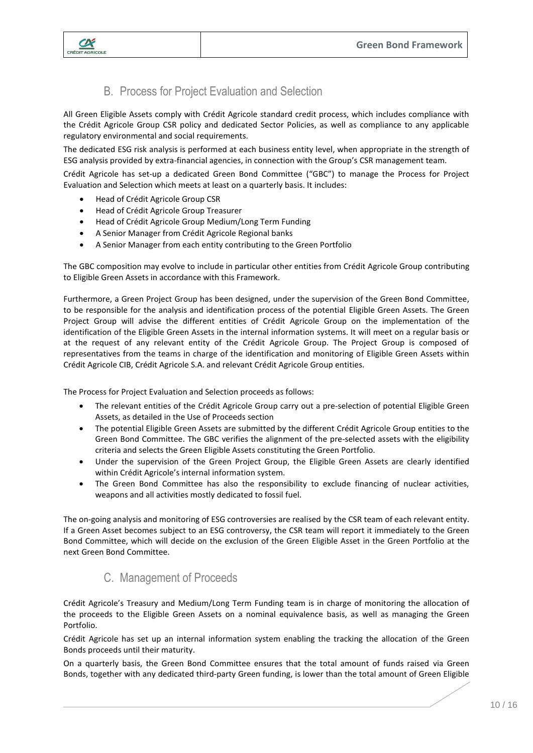## B. Process for Project Evaluation and Selection

All Green Eligible Assets comply with Crédit Agricole standard credit process, which includes compliance with the Crédit Agricole Group CSR policy and dedicated Sector Policies, as well as compliance to any applicable regulatory environmental and social requirements.

The dedicated ESG risk analysis is performed at each business entity level, when appropriate in the strength of ESG analysis provided by extra-financial agencies, in connection with the Group's CSR management team.

Crédit Agricole has set-up a dedicated Green Bond Committee ("GBC") to manage the Process for Project Evaluation and Selection which meets at least on a quarterly basis. It includes:

- Head of Crédit Agricole Group CSR
- Head of Crédit Agricole Group Treasurer
- Head of Crédit Agricole Group Medium/Long Term Funding
- A Senior Manager from Crédit Agricole Regional banks
- A Senior Manager from each entity contributing to the Green Portfolio

The GBC composition may evolve to include in particular other entities from Crédit Agricole Group contributing to Eligible Green Assets in accordance with this Framework.

Furthermore, a Green Project Group has been designed, under the supervision of the Green Bond Committee, to be responsible for the analysis and identification process of the potential Eligible Green Assets. The Green Project Group will advise the different entities of Crédit Agricole Group on the implementation of the identification of the Eligible Green Assets in the internal information systems. It will meet on a regular basis or at the request of any relevant entity of the Crédit Agricole Group. The Project Group is composed of representatives from the teams in charge of the identification and monitoring of Eligible Green Assets within Crédit Agricole CIB, Crédit Agricole S.A. and relevant Crédit Agricole Group entities.

The Process for Project Evaluation and Selection proceeds as follows:

- The relevant entities of the Crédit Agricole Group carry out a pre-selection of potential Eligible Green Assets, as detailed in the Use of Proceeds section
- The potential Eligible Green Assets are submitted by the different Crédit Agricole Group entities to the Green Bond Committee. The GBC verifies the alignment of the pre-selected assets with the eligibility criteria and selects the Green Eligible Assets constituting the Green Portfolio.
- Under the supervision of the Green Project Group, the Eligible Green Assets are clearly identified within Crédit Agricole's internal information system.
- The Green Bond Committee has also the responsibility to exclude financing of nuclear activities, weapons and all activities mostly dedicated to fossil fuel.

The on-going analysis and monitoring of ESG controversies are realised by the CSR team of each relevant entity. If a Green Asset becomes subject to an ESG controversy, the CSR team will report it immediately to the Green Bond Committee, which will decide on the exclusion of the Green Eligible Asset in the Green Portfolio at the next Green Bond Committee.

## C. Management of Proceeds

Crédit Agricole's Treasury and Medium/Long Term Funding team is in charge of monitoring the allocation of the proceeds to the Eligible Green Assets on a nominal equivalence basis, as well as managing the Green Portfolio.

Crédit Agricole has set up an internal information system enabling the tracking the allocation of the Green Bonds proceeds until their maturity.

On a quarterly basis, the Green Bond Committee ensures that the total amount of funds raised via Green Bonds, together with any dedicated third-party Green funding, is lower than the total amount of Green Eligible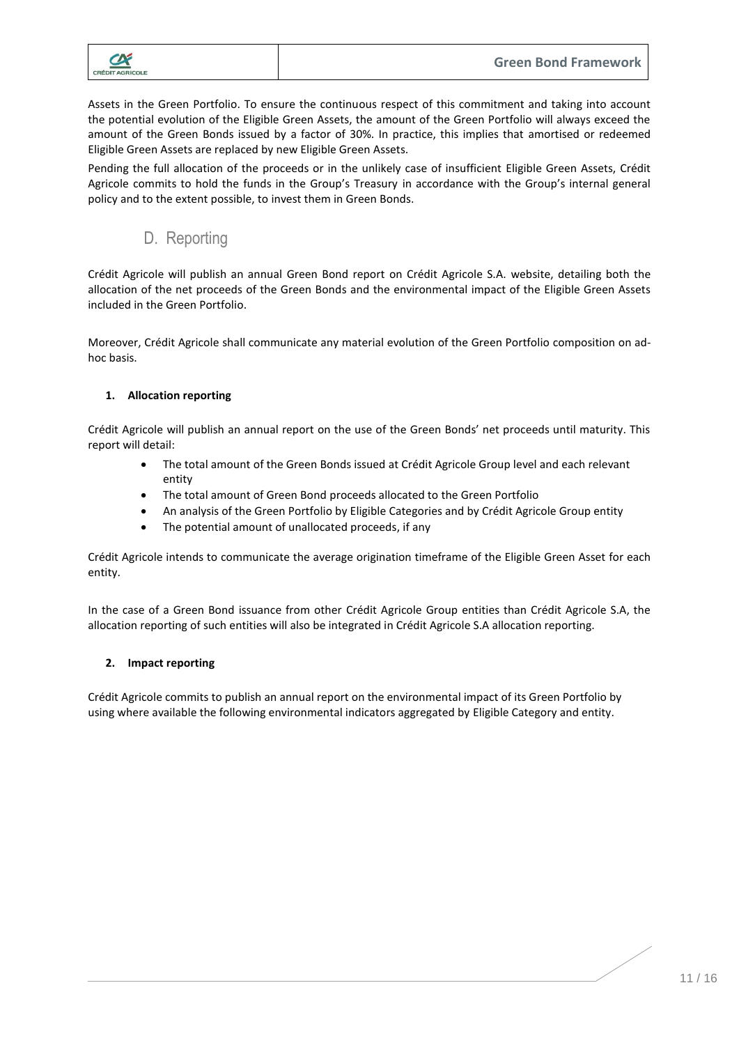Assets in the Green Portfolio. To ensure the continuous respect of this commitment and taking into account the potential evolution of the Eligible Green Assets, the amount of the Green Portfolio will always exceed the amount of the Green Bonds issued by a factor of 30%. In practice, this implies that amortised or redeemed Eligible Green Assets are replaced by new Eligible Green Assets.

Pending the full allocation of the proceeds or in the unlikely case of insufficient Eligible Green Assets, Crédit Agricole commits to hold the funds in the Group's Treasury in accordance with the Group's internal general policy and to the extent possible, to invest them in Green Bonds.

## D. Reporting

Crédit Agricole will publish an annual Green Bond report on Crédit Agricole S.A. website, detailing both the allocation of the net proceeds of the Green Bonds and the environmental impact of the Eligible Green Assets included in the Green Portfolio.

Moreover, Crédit Agricole shall communicate any material evolution of the Green Portfolio composition on ad-hoc basis.

### 1. Allocation reporting

Crédit Agricole will publish an annual report on the use of the Green Bonds' net proceeds until maturity. This report will detail:

- The total amount of the Green Bonds issued at Crédit Agricole Group level and each relevant entity
- The total amount of Green Bond proceeds allocated to the Green Portfolio
- An analysis of the Green Portfolio by Eligible Categories and by Crédit Agricole Group entity
- The potential amount of unallocated proceeds, if any

Crédit Agricole intends to communicate the average origination timeframe of the Eligible Green Asset for each entity.

In the case of a Green Bond issuance from other Crédit Agricole Group entities than Crédit Agricole S.A, the allocation reporting of such entities will also be integrated in Crédit Agricole S.A allocation reporting.

### 2. Impact reporting

Crédit Agricole commits to publish an annual report on the environmental impact of its Green Portfolio by using where available the following environmental indicators aggregated by Eligible Category and entity.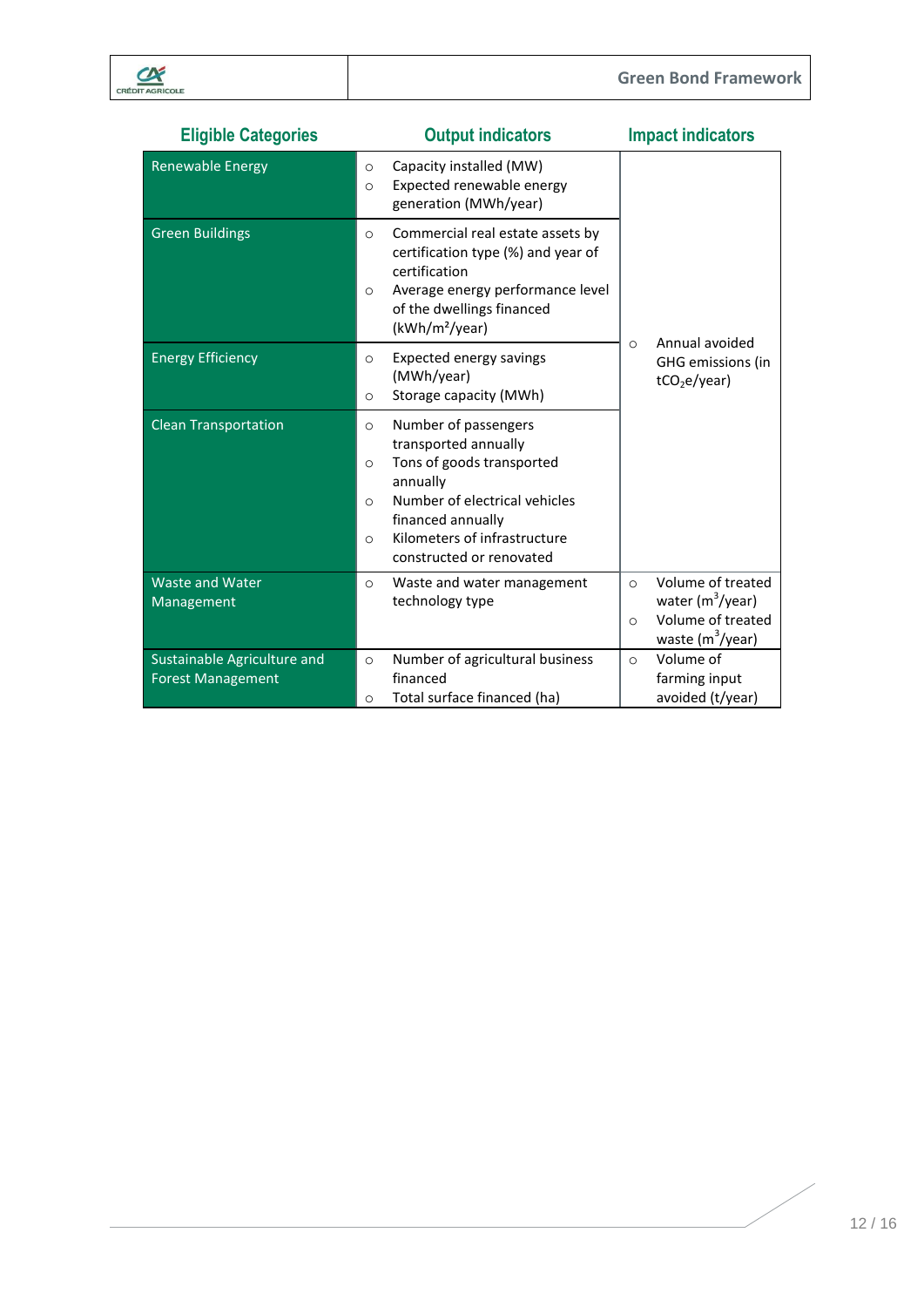| Eligible Categories | Output indicators | Impact indicators |
|---|---|---|
| Renewable Energy | ○ Capacity installed (MW)<br>○ Expected renewable energy generation (MWh/year) | ○ Annual avoided GHG emissions (in $tCO_2e$/year) |
| Green Buildings | ○ Commercial real estate assets by certification type (%) and year of certification<br>○ Average energy performance level of the dwellings financed ($kWh/m^2/year$) | |
| Energy Efficiency | ○ Expected energy savings (MWh/year)<br>○ Storage capacity (MWh) | |
| Clean Transportation | ○ Number of passengers transported annually<br>○ Tons of goods transported annually<br>○ Number of electrical vehicles financed annually<br>○ Kilometers of infrastructure constructed or renovated | |
| Waste and Water Management | ○ Waste and water management technology type | ○ Volume of treated water ($m^3$/year)<br>○ Volume of treated waste ($m^3$/year) |
| Sustainable Agriculture and Forest Management | ○ Number of agricultural business financed<br>○ Total surface financed (ha) | ○ Volume of farming input avoided (t/year) |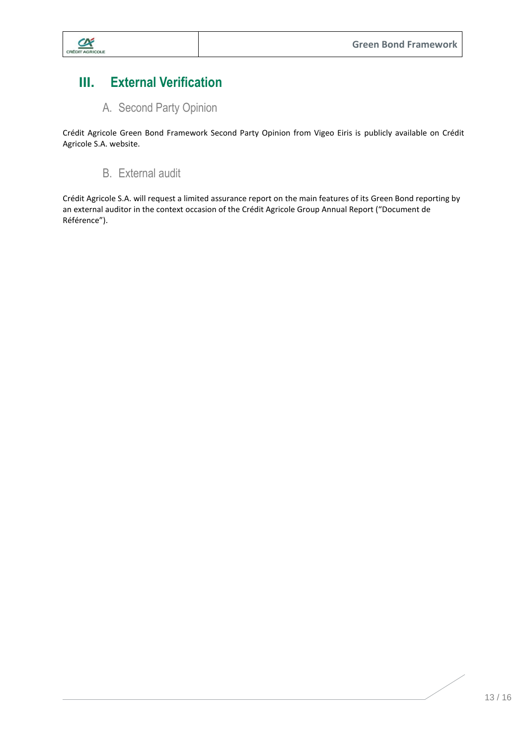# III. External Verification

## A. Second Party Opinion

Crédit Agricole Green Bond Framework Second Party Opinion from Vigeo Eiris is publicly available on Crédit Agricole S.A. website.

## B. External audit

Crédit Agricole S.A. will request a limited assurance report on the main features of its Green Bond reporting by an external auditor in the context occasion of the Crédit Agricole Group Annual Report ("Document de Référence").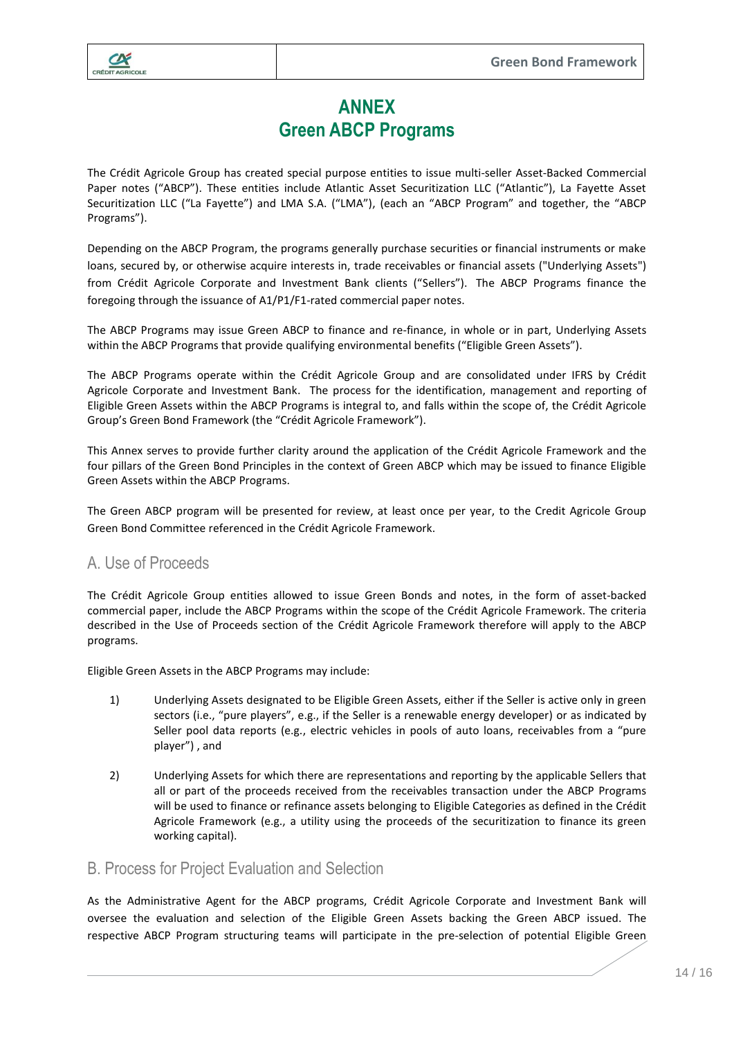# ANNEX
# Green ABCP Programs

The Crédit Agricole Group has created special purpose entities to issue multi-seller Asset-Backed Commercial Paper notes ("ABCP"). These entities include Atlantic Asset Securitization LLC ("Atlantic"), La Fayette Asset Securitization LLC ("La Fayette") and LMA S.A. ("LMA"), (each an "ABCP Program" and together, the "ABCP Programs").

Depending on the ABCP Program, the programs generally purchase securities or financial instruments or make loans, secured by, or otherwise acquire interests in, trade receivables or financial assets ("Underlying Assets") from Crédit Agricole Corporate and Investment Bank clients ("Sellers"). The ABCP Programs finance the foregoing through the issuance of A1/P1/F1-rated commercial paper notes.

The ABCP Programs may issue Green ABCP to finance and re-finance, in whole or in part, Underlying Assets within the ABCP Programs that provide qualifying environmental benefits ("Eligible Green Assets").

The ABCP Programs operate within the Crédit Agricole Group and are consolidated under IFRS by Crédit Agricole Corporate and Investment Bank. The process for the identification, management and reporting of Eligible Green Assets within the ABCP Programs is integral to, and falls within the scope of, the Crédit Agricole Group's Green Bond Framework (the "Crédit Agricole Framework").

This Annex serves to provide further clarity around the application of the Crédit Agricole Framework and the four pillars of the Green Bond Principles in the context of Green ABCP which may be issued to finance Eligible Green Assets within the ABCP Programs.

The Green ABCP program will be presented for review, at least once per year, to the Credit Agricole Group Green Bond Committee referenced in the Crédit Agricole Framework.

## A. Use of Proceeds

The Crédit Agricole Group entities allowed to issue Green Bonds and notes, in the form of asset-backed commercial paper, include the ABCP Programs within the scope of the Crédit Agricole Framework. The criteria described in the Use of Proceeds section of the Crédit Agricole Framework therefore will apply to the ABCP programs.

Eligible Green Assets in the ABCP Programs may include:

1) Underlying Assets designated to be Eligible Green Assets, either if the Seller is active only in green sectors (i.e., "pure players", e.g., if the Seller is a renewable energy developer) or as indicated by Seller pool data reports (e.g., electric vehicles in pools of auto loans, receivables from a "pure player") , and

2) Underlying Assets for which there are representations and reporting by the applicable Sellers that all or part of the proceeds received from the receivables transaction under the ABCP Programs will be used to finance or refinance assets belonging to Eligible Categories as defined in the Crédit Agricole Framework (e.g., a utility using the proceeds of the securitization to finance its green working capital).

## B. Process for Project Evaluation and Selection

As the Administrative Agent for the ABCP programs, Crédit Agricole Corporate and Investment Bank will oversee the evaluation and selection of the Eligible Green Assets backing the Green ABCP issued. The respective ABCP Program structuring teams will participate in the pre-selection of potential Eligible Green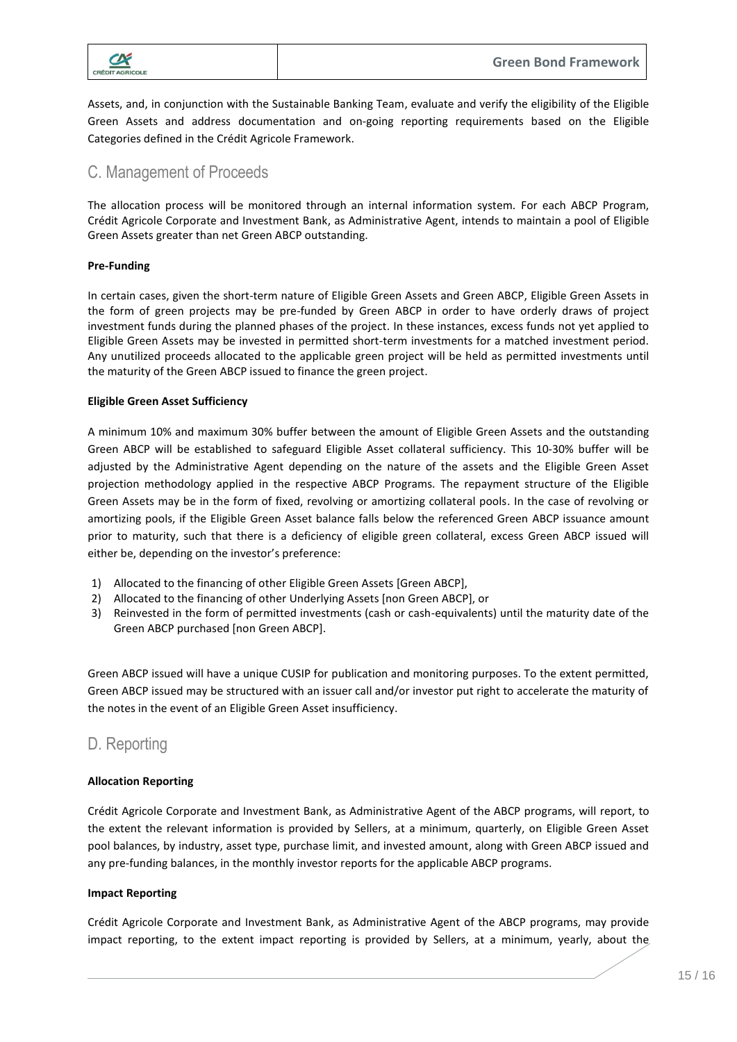Assets, and, in conjunction with the Sustainable Banking Team, evaluate and verify the eligibility of the Eligible Green Assets and address documentation and on-going reporting requirements based on the Eligible Categories defined in the Crédit Agricole Framework.

## C. Management of Proceeds

The allocation process will be monitored through an internal information system. For each ABCP Program, Crédit Agricole Corporate and Investment Bank, as Administrative Agent, intends to maintain a pool of Eligible Green Assets greater than net Green ABCP outstanding.

**Pre-Funding**

In certain cases, given the short-term nature of Eligible Green Assets and Green ABCP, Eligible Green Assets in the form of green projects may be pre-funded by Green ABCP in order to have orderly draws of project investment funds during the planned phases of the project. In these instances, excess funds not yet applied to Eligible Green Assets may be invested in permitted short-term investments for a matched investment period. Any unutilized proceeds allocated to the applicable green project will be held as permitted investments until the maturity of the Green ABCP issued to finance the green project.

**Eligible Green Asset Sufficiency**

A minimum 10% and maximum 30% buffer between the amount of Eligible Green Assets and the outstanding Green ABCP will be established to safeguard Eligible Asset collateral sufficiency. This 10-30% buffer will be adjusted by the Administrative Agent depending on the nature of the assets and the Eligible Green Asset projection methodology applied in the respective ABCP Programs. The repayment structure of the Eligible Green Assets may be in the form of fixed, revolving or amortizing collateral pools. In the case of revolving or amortizing pools, if the Eligible Green Asset balance falls below the referenced Green ABCP issuance amount prior to maturity, such that there is a deficiency of eligible green collateral, excess Green ABCP issued will either be, depending on the investor's preference:

1) Allocated to the financing of other Eligible Green Assets [Green ABCP],
2) Allocated to the financing of other Underlying Assets [non Green ABCP], or
3) Reinvested in the form of permitted investments (cash or cash-equivalents) until the maturity date of the Green ABCP purchased [non Green ABCP].

Green ABCP issued will have a unique CUSIP for publication and monitoring purposes. To the extent permitted, Green ABCP issued may be structured with an issuer call and/or investor put right to accelerate the maturity of the notes in the event of an Eligible Green Asset insufficiency.

## D. Reporting

**Allocation Reporting**

Crédit Agricole Corporate and Investment Bank, as Administrative Agent of the ABCP programs, will report, to the extent the relevant information is provided by Sellers, at a minimum, quarterly, on Eligible Green Asset pool balances, by industry, asset type, purchase limit, and invested amount, along with Green ABCP issued and any pre-funding balances, in the monthly investor reports for the applicable ABCP programs.

**Impact Reporting**

Crédit Agricole Corporate and Investment Bank, as Administrative Agent of the ABCP programs, may provide impact reporting, to the extent impact reporting is provided by Sellers, at a minimum, yearly, about the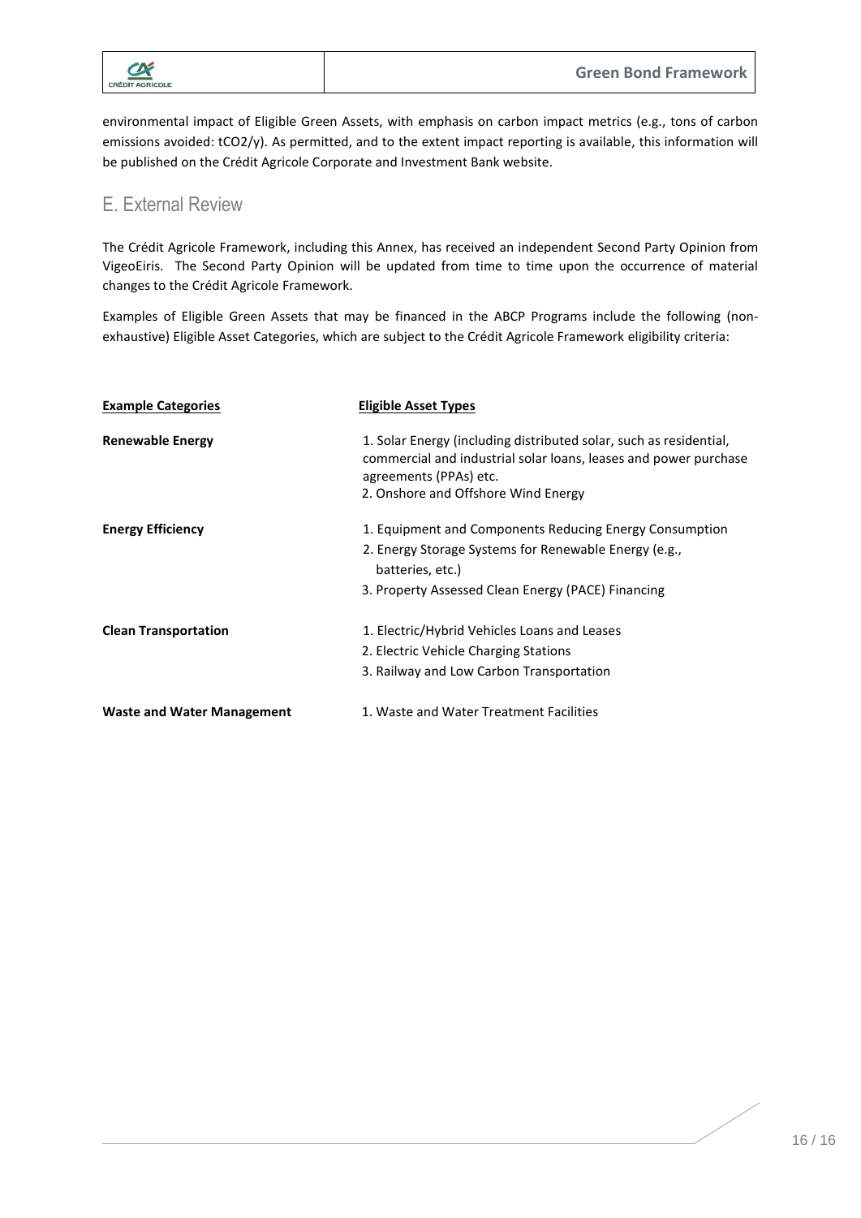environmental impact of Eligible Green Assets, with emphasis on carbon impact metrics (e.g., tons of carbon emissions avoided: $tCO_2/y$). As permitted, and to the extent impact reporting is available, this information will be published on the Crédit Agricole Corporate and Investment Bank website.

## E. External Review

The Crédit Agricole Framework, including this Annex, has received an independent Second Party Opinion from VigeoEiris. The Second Party Opinion will be updated from time to time upon the occurrence of material changes to the Crédit Agricole Framework.

Examples of Eligible Green Assets that may be financed in the ABCP Programs include the following (non-exhaustive) Eligible Asset Categories, which are subject to the Crédit Agricole Framework eligibility criteria:

| Example Categories | Eligible Asset Types |
|---|---|
| **Renewable Energy** | 1. Solar Energy (including distributed solar, such as residential, commercial and industrial solar loans, leases and power purchase agreements (PPAs) etc.<br>2. Onshore and Offshore Wind Energy |
| **Energy Efficiency** | 1. Equipment and Components Reducing Energy Consumption<br>2. Energy Storage Systems for Renewable Energy (e.g., batteries, etc.)<br>3. Property Assessed Clean Energy (PACE) Financing |
| **Clean Transportation** | 1. Electric/Hybrid Vehicles Loans and Leases<br>2. Electric Vehicle Charging Stations<br>3. Railway and Low Carbon Transportation |
| **Waste and Water Management** | 1. Waste and Water Treatment Facilities |